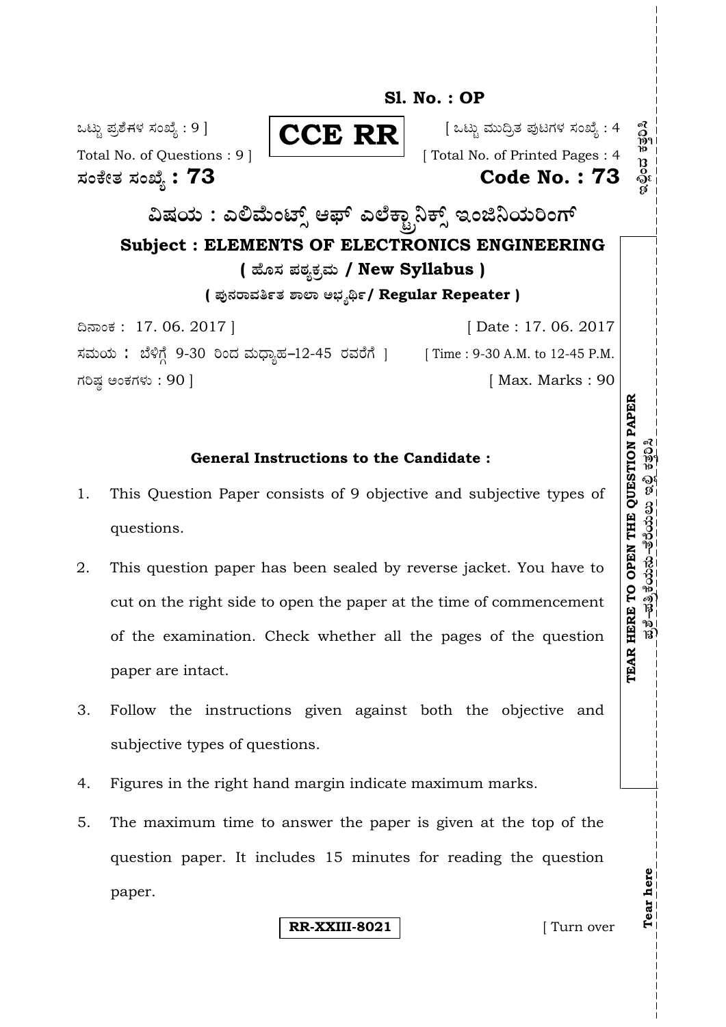**Sl. No. : OP**

ಒಟ್ಟು ಪ್ರಶ್ನೆಗಳ ಸಂಖ್ಯೆ : 9 ]
Total No. of Questions : 9 ]

**CCE RR**

[ ಒಟ್ಟು ಮುದ್ರಿತ ಪುಟಗಳ ಸಂಖ್ಯೆ : 4
[ Total No. of Printed Pages : 4

**ಸಂಕೇತ ಸಂಖ್ಯೆ : 73**
**Code No. : 73**

# ವಿಷಯ : ಎಲಿಮೆಂಟ್ಸ್ ಆಫ್ ಎಲೆಕ್ಟ್ರಾನಿಕ್ಸ್ ಇಂಜಿನಿಯರಿಂಗ್

## Subject : ELEMENTS OF ELECTRONICS ENGINEERING

**( ಹೊಸ ಪಠ್ಯಕ್ರಮ / New Syllabus )**

**( ಪುನರಾವರ್ತಿತ ಶಾಲಾ ಅಭ್ಯರ್ಥಿ/ Regular Repeater )**

ದಿನಾಂಕ : 17. 06. 2017 ]
[ Date : 17. 06. 2017

ಸಮಯ : ಬೆಳಿಗ್ಗೆ 9-30 ರಿಂದ ಮಧ್ಯಾಹ್ನ–12-45 ರವರೆಗೆ ]
[ Time : 9-30 A.M. to 12-45 P.M.

ಗರಿಷ್ಠ ಅಂಕಗಳು : 90 ]
[ Max. Marks : 90

### General Instructions to the Candidate :

1. This Question Paper consists of 9 objective and subjective types of questions.
2. This question paper has been sealed by reverse jacket. You have to cut on the right side to open the paper at the time of commencement of the examination. Check whether all the pages of the question paper are intact.
3. Follow the instructions given against both the objective and subjective types of questions.
4. Figures in the right hand margin indicate maximum marks.
5. The maximum time to answer the paper is given at the top of the question paper. It includes 15 minutes for reading the question paper.

**RR-XXIII-8021**

[ Turn over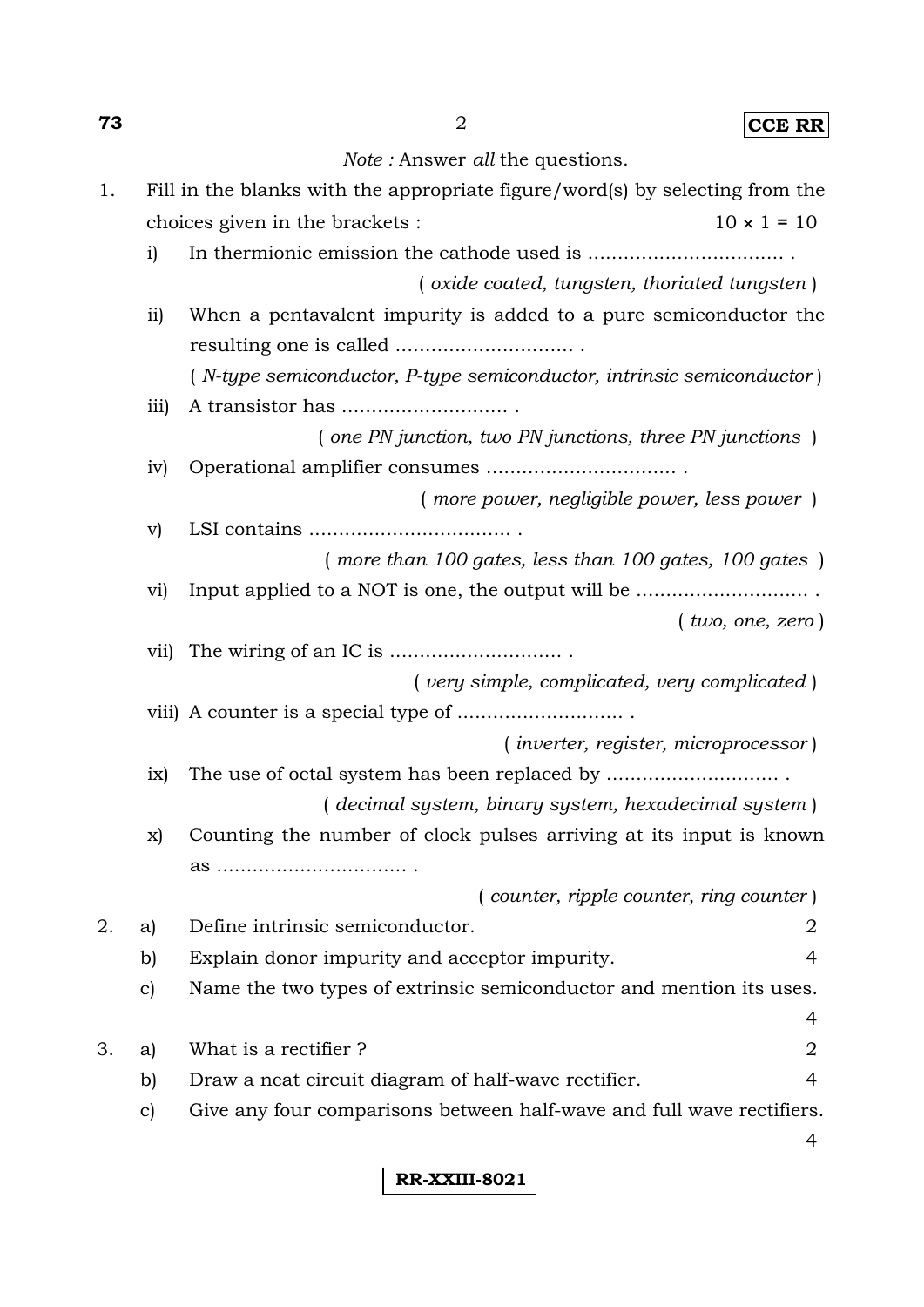*Note :* Answer *all* the questions.

1. Fill in the blanks with the appropriate figure/word(s) by selecting from the choices given in the brackets : $10 \times 1 = 10$

   i) In thermionic emission the cathode used is ................................ .
   ( *oxide coated, tungsten, thoriated tungsten* )

   ii) When a pentavalent impurity is added to a pure semiconductor the resulting one is called .............................. .
   ( *N-type semiconductor, P-type semiconductor, intrinsic semiconductor* )

   iii) A transistor has ............................ .
   ( *one PN junction, two PN junctions, three PN junctions* )

   iv) Operational amplifier consumes ................................ .
   ( *more power, negligible power, less power* )

   v) LSI contains .................................. .
   ( *more than 100 gates, less than 100 gates, 100 gates* )

   vi) Input applied to a NOT is one, the output will be ............................. .
   ( *two, one, zero* )

   vii) The wiring of an IC is ............................. .
   ( *very simple, complicated, very complicated* )

   viii) A counter is a special type of ............................ .
   ( *inverter, register, microprocessor* )

   ix) The use of octal system has been replaced by ............................. .
   ( *decimal system, binary system, hexadecimal system* )

   x) Counting the number of clock pulses arriving at its input is known as ................................ .
   ( *counter, ripple counter, ring counter* )

2. a) Define intrinsic semiconductor. 2

   b) Explain donor impurity and acceptor impurity. 4

   c) Name the two types of extrinsic semiconductor and mention its uses. 4

3. a) What is a rectifier ? 2

   b) Draw a neat circuit diagram of half-wave rectifier. 4

   c) Give any four comparisons between half-wave and full wave rectifiers. 4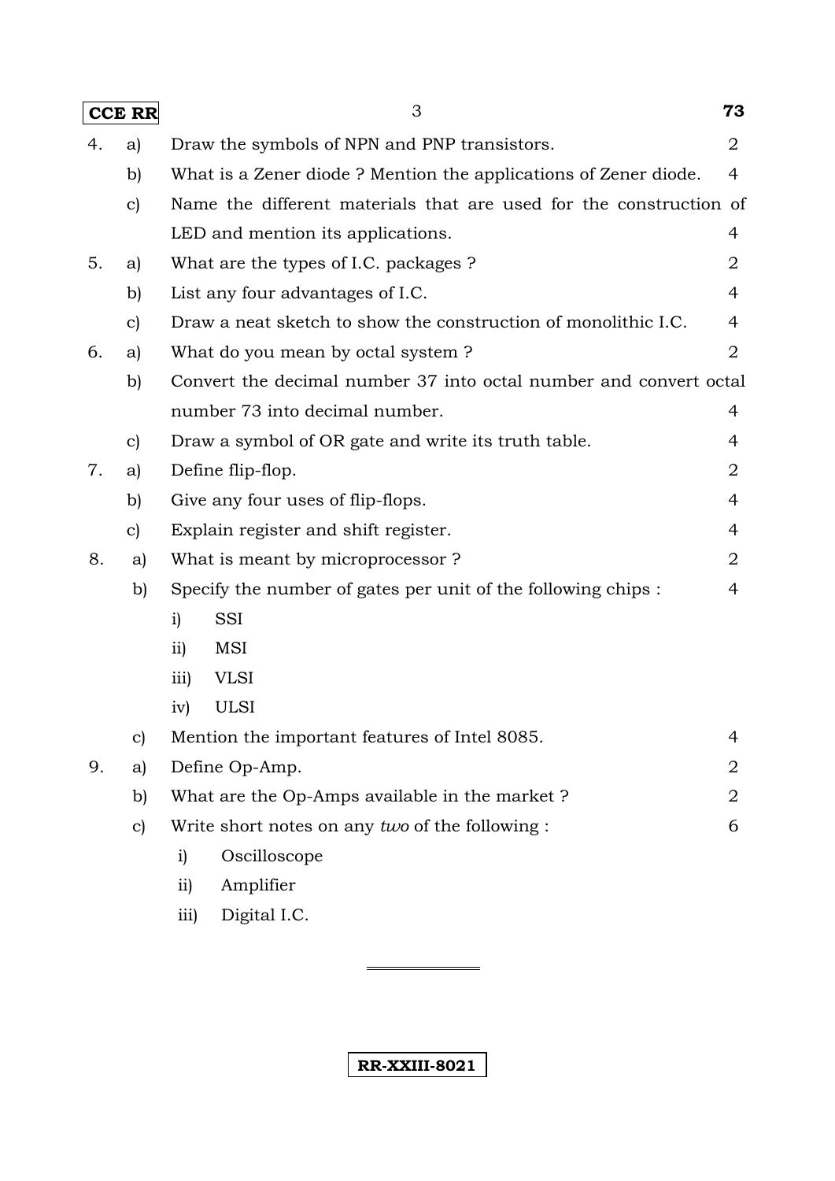4. a) Draw the symbols of NPN and PNP transistors. 2

   b) What is a Zener diode ? Mention the applications of Zener diode. 4

   c) Name the different materials that are used for the construction of LED and mention its applications. 4

5. a) What are the types of I.C. packages ? 2

   b) List any four advantages of I.C. 4

   c) Draw a neat sketch to show the construction of monolithic I.C. 4

6. a) What do you mean by octal system ? 2

   b) Convert the decimal number 37 into octal number and convert octal number 73 into decimal number. 4

   c) Draw a symbol of OR gate and write its truth table. 4

7. a) Define flip-flop. 2

   b) Give any four uses of flip-flops. 4

   c) Explain register and shift register. 4

8. a) What is meant by microprocessor ? 2

   b) Specify the number of gates per unit of the following chips : 4

      i) SSI

      ii) MSI

      iii) VLSI

      iv) ULSI

   c) Mention the important features of Intel 8085. 4

9. a) Define Op-Amp. 2

   b) What are the Op-Amps available in the market ? 2

   c) Write short notes on any *two* of the following : 6

      i) Oscilloscope

      ii) Amplifier

      iii) Digital I.C.